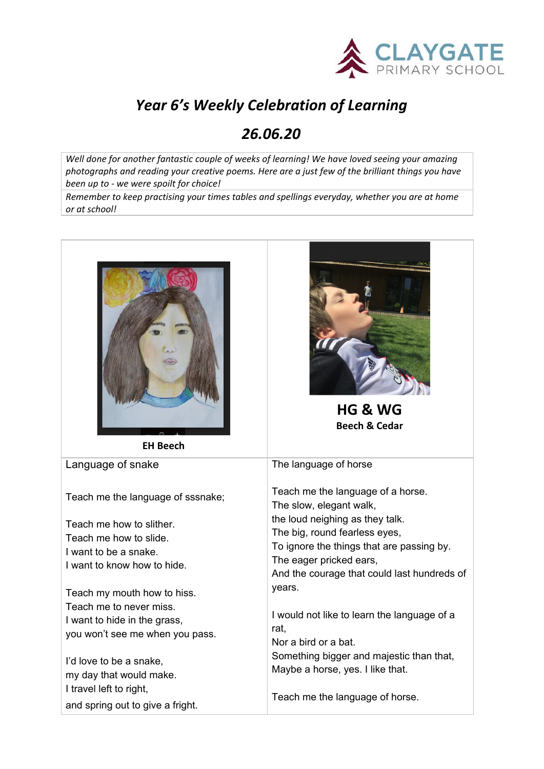# *Year 6's Weekly Celebration of Learning*

## *26.06.20*

*Well done for another fantastic couple of weeks of learning! We have loved seeing your amazing photographs and reading your creative poems. Here are a just few of the brilliant things you have been up to - we were spoilt for choice!*

*Remember to keep practising your times tables and spellings everyday, whether you are at home or at school!*

**EH Beech**

Language of snake

Teach me the language of sssnake;

Teach me how to slither.
Teach me how to slide.
I want to be a snake.
I want to know how to hide.

Teach my mouth how to hiss.
Teach me to never miss.
I want to hide in the grass,
you won't see me when you pass.

I'd love to be a snake,
my day that would make.
I travel left to right,
and spring out to give a fright.

**HG & WG**
**Beech & Cedar**

The language of horse

Teach me the language of a horse.
The slow, elegant walk,
the loud neighing as they talk.
The big, round fearless eyes,
To ignore the things that are passing by.
The eager pricked ears,
And the courage that could last hundreds of years.

I would not like to learn the language of a rat,
Nor a bird or a bat.
Something bigger and majestic than that,
Maybe a horse, yes. I like that.

Teach me the language of horse.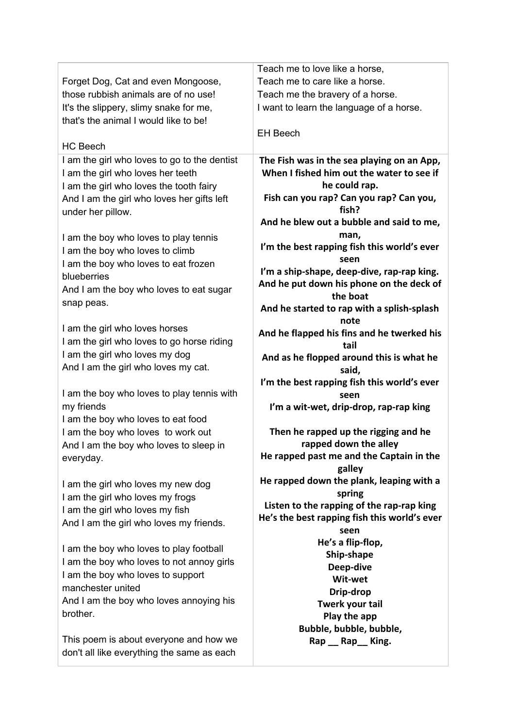Forget Dog, Cat and even Mongoose,
those rubbish animals are of no use!
It's the slippery, slimy snake for me,
that's the animal I would like to be!

HC Beech

Teach me to love like a horse,
Teach me to care like a horse.
Teach me the bravery of a horse.
I want to learn the language of a horse.

EH Beech

I am the girl who loves to go to the dentist
I am the girl who loves her teeth
I am the girl who loves the tooth fairy
And I am the girl who loves her gifts left under her pillow.

I am the boy who loves to play tennis
I am the boy who loves to climb
I am the boy who loves to eat frozen blueberries
And I am the boy who loves to eat sugar snap peas.

I am the girl who loves horses
I am the girl who loves to go horse riding
I am the girl who loves my dog
And I am the girl who loves my cat.

I am the boy who loves to play tennis with my friends
I am the boy who loves to eat food
I am the boy who loves  to work out
And I am the boy who loves to sleep in everyday.

I am the girl who loves my new dog
I am the girl who loves my frogs
I am the girl who loves my fish
And I am the girl who loves my friends.

I am the boy who loves to play football
I am the boy who loves to not annoy girls
I am the boy who loves to support manchester united
And I am the boy who loves annoying his brother.

This poem is about everyone and how we don't all like everything the same as each

**The Fish was in the sea playing on an App,**
**When I fished him out the water to see if he could rap.**
**Fish can you rap? Can you rap? Can you, fish?**
**And he blew out a bubble and said to me, man,**
**I'm the best rapping fish this world's ever seen**
**I'm a ship-shape, deep-dive, rap-rap king.**
**And he put down his phone on the deck of the boat**
**And he started to rap with a splish-splash note**
**And he flapped his fins and he twerked his tail**
**And as he flopped around this is what he said,**
**I'm the best rapping fish this world's ever seen**
**I'm a wit-wet, drip-drop, rap-rap king**

**Then he rapped up the rigging and he rapped down the alley**
**He rapped past me and the Captain in the galley**
**He rapped down the plank, leaping with a spring**
**Listen to the rapping of the rap-rap king**
**He's the best rapping fish this world's ever seen**
**He's a flip-flop,**
**Ship-shape**
**Deep-dive**
**Wit-wet**
**Drip-drop**
**Twerk your tail**
**Play the app**
**Bubble, bubble, bubble,**
**Rap __ Rap__ King.**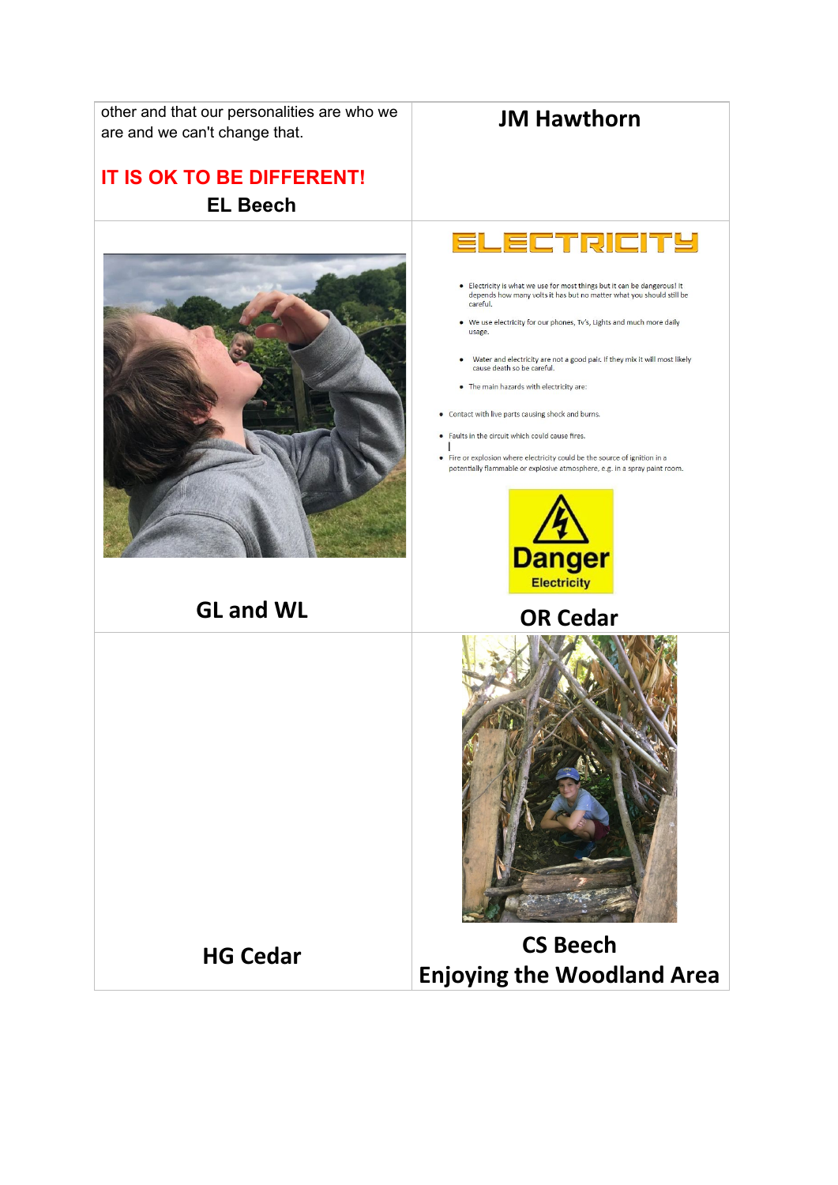| | |
|---|---|
| other and that our personalities are who we are and we can't change that.<br><br>**IT IS OK TO BE DIFFERENT!**<br>**EL Beech** | **JM Hawthorn** |
| **GL and WL** | **ELECTRICITY**<br><br>• Electricity is what we use for most things but it can be dangerous! It depends how many volts it has but no matter what you should still be careful.<br>• We use electricity for our phones, Tv's, Lights and much more daily usage.<br>• Water and electricity are not a good pair. If they mix it will most likely cause death so be careful.<br>• The main hazards with electricity are:<br>• Contact with live parts causing shock and burns.<br>• Faults in the circuit which could cause fires.<br>• Fire or explosion where electricity could be the source of ignition in a potentially flammable or explosive atmosphere, e.g. in a spray paint room.<br><br>Danger<br>Electricity<br><br>**OR Cedar** |
| **HG Cedar** | **CS Beech**<br>**Enjoying the Woodland Area** |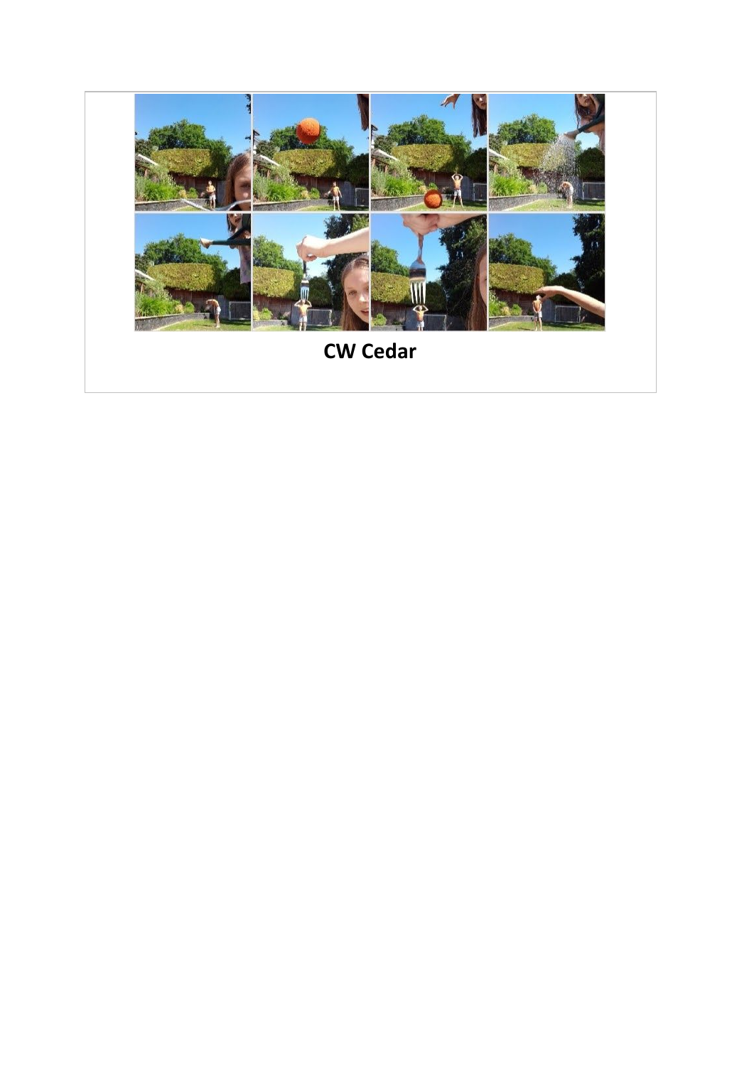**CW Cedar**